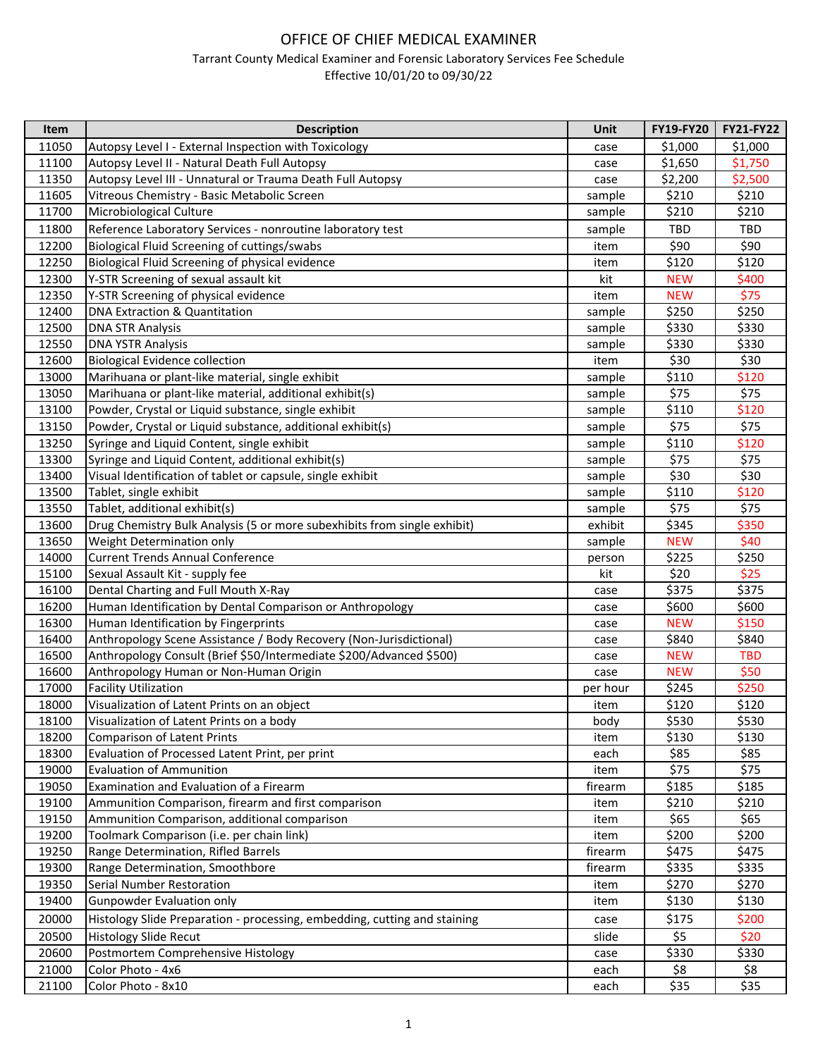# OFFICE OF CHIEF MEDICAL EXAMINER

Tarrant County Medical Examiner and Forensic Laboratory Services Fee Schedule

Effective 10/01/20 to 09/30/22

| Item | Description | Unit | FY19-FY20 | FY21-FY22 |
|---|---|---|---|---|
| 11050 | Autopsy Level I - External Inspection with Toxicology | case | $1,000 | $1,000 |
| 11100 | Autopsy Level II - Natural Death Full Autopsy | case | $1,650 | $1,750 |
| 11350 | Autopsy Level III - Unnatural or Trauma Death Full Autopsy | case | $2,200 | $2,500 |
| 11605 | Vitreous Chemistry - Basic Metabolic Screen | sample | $210 | $210 |
| 11700 | Microbiological Culture | sample | $210 | $210 |
| 11800 | Reference Laboratory Services - nonroutine laboratory test | sample | TBD | TBD |
| 12200 | Biological Fluid Screening of cuttings/swabs | item | $90 | $90 |
| 12250 | Biological Fluid Screening of physical evidence | item | $120 | $120 |
| 12300 | Y-STR Screening of sexual assault kit | kit | NEW | $400 |
| 12350 | Y-STR Screening of physical evidence | item | NEW | $75 |
| 12400 | DNA Extraction & Quantitation | sample | $250 | $250 |
| 12500 | DNA STR Analysis | sample | $330 | $330 |
| 12550 | DNA YSTR Analysis | sample | $330 | $330 |
| 12600 | Biological Evidence collection | item | $30 | $30 |
| 13000 | Marihuana or plant-like material, single exhibit | sample | $110 | $120 |
| 13050 | Marihuana or plant-like material, additional exhibit(s) | sample | $75 | $75 |
| 13100 | Powder, Crystal or Liquid substance, single exhibit | sample | $110 | $120 |
| 13150 | Powder, Crystal or Liquid substance, additional exhibit(s) | sample | $75 | $75 |
| 13250 | Syringe and Liquid Content, single exhibit | sample | $110 | $120 |
| 13300 | Syringe and Liquid Content, additional exhibit(s) | sample | $75 | $75 |
| 13400 | Visual Identification of tablet or capsule, single exhibit | sample | $30 | $30 |
| 13500 | Tablet, single exhibit | sample | $110 | $120 |
| 13550 | Tablet, additional exhibit(s) | sample | $75 | $75 |
| 13600 | Drug Chemistry Bulk Analysis (5 or more subexhibits from single exhibit) | exhibit | $345 | $350 |
| 13650 | Weight Determination only | sample | NEW | $40 |
| 14000 | Current Trends Annual Conference | person | $225 | $250 |
| 15100 | Sexual Assault Kit - supply fee | kit | $20 | $25 |
| 16100 | Dental Charting and Full Mouth X-Ray | case | $375 | $375 |
| 16200 | Human Identification by Dental Comparison or Anthropology | case | $600 | $600 |
| 16300 | Human Identification by Fingerprints | case | NEW | $150 |
| 16400 | Anthropology Scene Assistance / Body Recovery (Non-Jurisdictional) | case | $840 | $840 |
| 16500 | Anthropology Consult (Brief $50/Intermediate $200/Advanced $500) | case | NEW | TBD |
| 16600 | Anthropology Human or Non-Human Origin | case | NEW | $50 |
| 17000 | Facility Utilization | per hour | $245 | $250 |
| 18000 | Visualization of Latent Prints on an object | item | $120 | $120 |
| 18100 | Visualization of Latent Prints on a body | body | $530 | $530 |
| 18200 | Comparison of Latent Prints | item | $130 | $130 |
| 18300 | Evaluation of Processed Latent Print, per print | each | $85 | $85 |
| 19000 | Evaluation of Ammunition | item | $75 | $75 |
| 19050 | Examination and Evaluation of a Firearm | firearm | $185 | $185 |
| 19100 | Ammunition Comparison, firearm and first comparison | item | $210 | $210 |
| 19150 | Ammunition Comparison, additional comparison | item | $65 | $65 |
| 19200 | Toolmark Comparison (i.e. per chain link) | item | $200 | $200 |
| 19250 | Range Determination, Rifled Barrels | firearm | $475 | $475 |
| 19300 | Range Determination, Smoothbore | firearm | $335 | $335 |
| 19350 | Serial Number Restoration | item | $270 | $270 |
| 19400 | Gunpowder Evaluation only | item | $130 | $130 |
| 20000 | Histology Slide Preparation - processing, embedding, cutting and staining | case | $175 | $200 |
| 20500 | Histology Slide Recut | slide | $5 | $20 |
| 20600 | Postmortem Comprehensive Histology | case | $330 | $330 |
| 21000 | Color Photo - 4x6 | each | $8 | $8 |
| 21100 | Color Photo - 8x10 | each | $35 | $35 |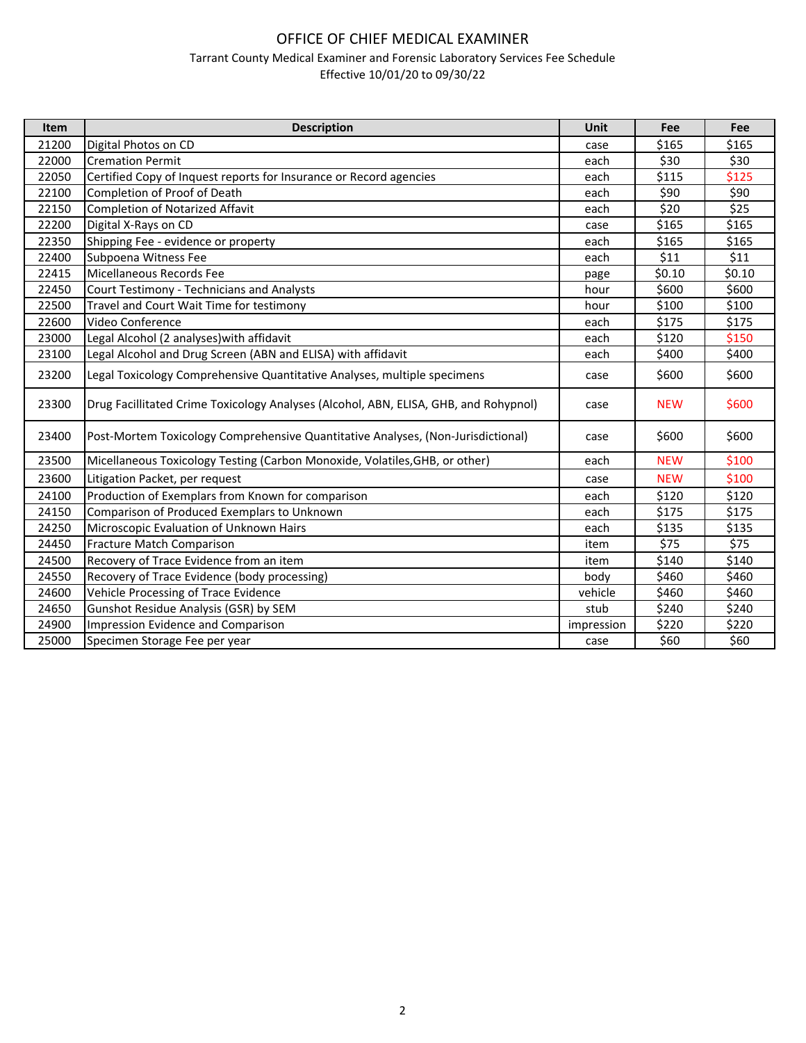# OFFICE OF CHIEF MEDICAL EXAMINER

Tarrant County Medical Examiner and Forensic Laboratory Services Fee Schedule

Effective 10/01/20 to 09/30/22

| Item | Description | Unit | Fee | Fee |
|---|---|---|---|---|
| 21200 | Digital Photos on CD | case | $165 | $165 |
| 22000 | Cremation Permit | each | $30 | $30 |
| 22050 | Certified Copy of Inquest reports for Insurance or Record agencies | each | $115 | $125 |
| 22100 | Completion of Proof of Death | each | $90 | $90 |
| 22150 | Completion of Notarized Affavit | each | $20 | $25 |
| 22200 | Digital X-Rays on CD | case | $165 | $165 |
| 22350 | Shipping Fee - evidence or property | each | $165 | $165 |
| 22400 | Subpoena Witness Fee | each | $11 | $11 |
| 22415 | Micellaneous Records Fee | page | $0.10 | $0.10 |
| 22450 | Court Testimony - Technicians and Analysts | hour | $600 | $600 |
| 22500 | Travel and Court Wait Time for testimony | hour | $100 | $100 |
| 22600 | Video Conference | each | $175 | $175 |
| 23000 | Legal Alcohol (2 analyses)with affidavit | each | $120 | $150 |
| 23100 | Legal Alcohol and Drug Screen (ABN and ELISA) with affidavit | each | $400 | $400 |
| 23200 | Legal Toxicology Comprehensive Quantitative Analyses, multiple specimens | case | $600 | $600 |
| 23300 | Drug Facillitated Crime Toxicology Analyses (Alcohol, ABN, ELISA, GHB, and Rohypnol) | case | NEW | $600 |
| 23400 | Post-Mortem Toxicology Comprehensive Quantitative Analyses, (Non-Jurisdictional) | case | $600 | $600 |
| 23500 | Micellaneous Toxicology Testing (Carbon Monoxide, Volatiles,GHB, or other) | each | NEW | $100 |
| 23600 | Litigation Packet, per request | case | NEW | $100 |
| 24100 | Production of Exemplars from Known for comparison | each | $120 | $120 |
| 24150 | Comparison of Produced Exemplars to Unknown | each | $175 | $175 |
| 24250 | Microscopic Evaluation of Unknown Hairs | each | $135 | $135 |
| 24450 | Fracture Match Comparison | item | $75 | $75 |
| 24500 | Recovery of Trace Evidence from an item | item | $140 | $140 |
| 24550 | Recovery of Trace Evidence (body processing) | body | $460 | $460 |
| 24600 | Vehicle Processing of Trace Evidence | vehicle | $460 | $460 |
| 24650 | Gunshot Residue Analysis (GSR) by SEM | stub | $240 | $240 |
| 24900 | Impression Evidence and Comparison | impression | $220 | $220 |
| 25000 | Specimen Storage Fee per year | case | $60 | $60 |